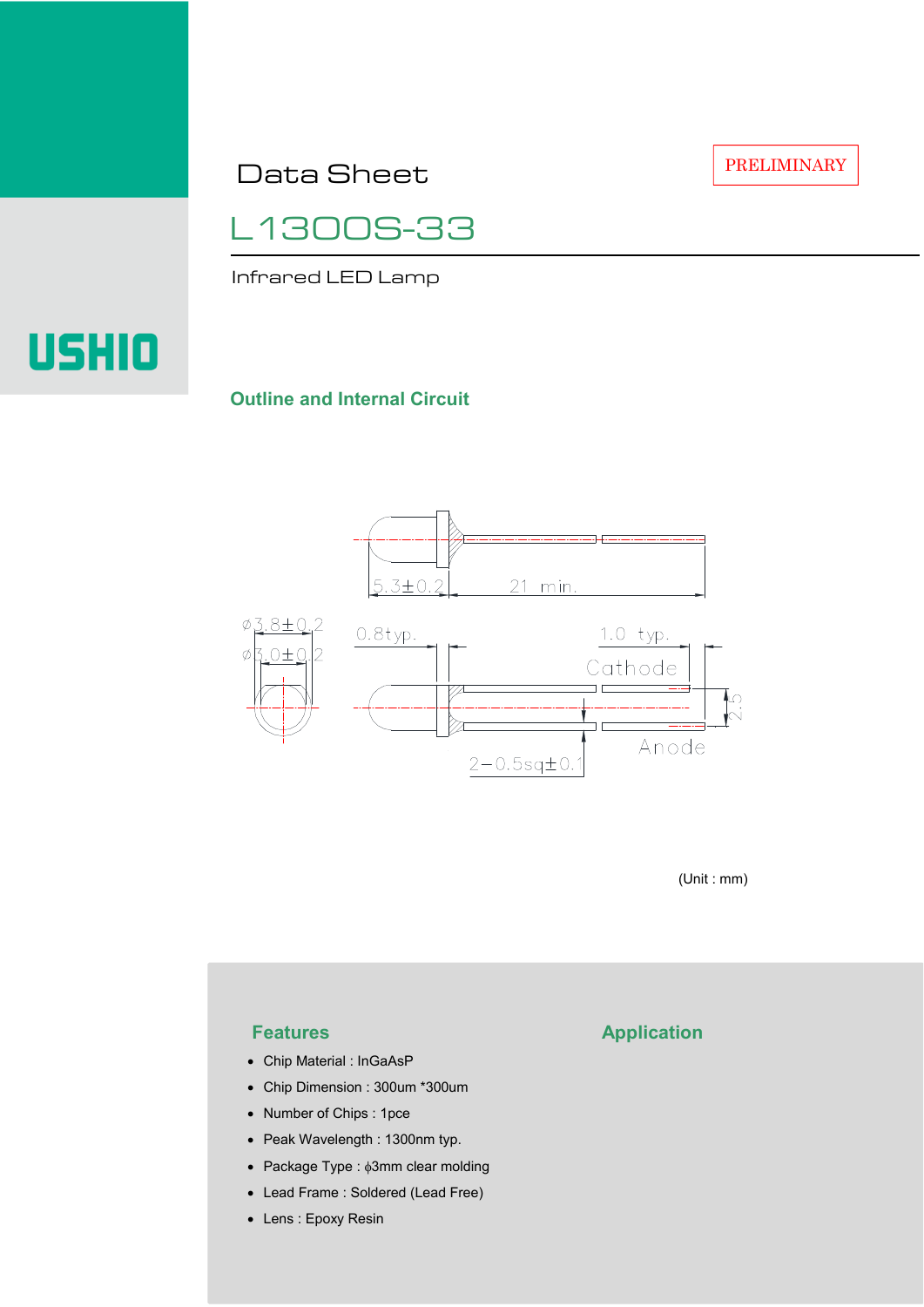PRELIMINARY

# Data Sheet

## L1300S-33

Infrared LED Lamp

USHIO

### Outline and Internal Circuit

5.3±0.2

21 min.

ø3.8±0.2

ø3.0±0.2

0.8typ.

1.0 typ.

Cathode

2.5

Anode

2−0.5sq±0.1

(Unit : mm)

### Features

- Chip Material : InGaAsP
- Chip Dimension : 300um *300um
- Number of Chips : 1pce
- Peak Wavelength : 1300nm typ.
- Package Type : ϕ3mm clear molding
- Lead Frame : Soldered (Lead Free)
- Lens : Epoxy Resin

### Application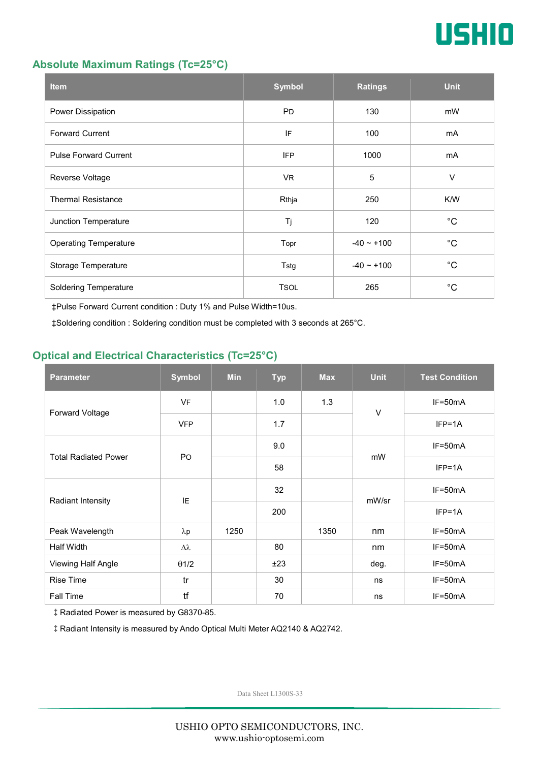## Absolute Maximum Ratings (Tc=25°C)

| Item | Symbol | Ratings | Unit |
|---|---|---|---|
| Power Dissipation | PD | 130 | mW |
| Forward Current | IF | 100 | mA |
| Pulse Forward Current | IFP | 1000 | mA |
| Reverse Voltage | VR | 5 | V |
| Thermal Resistance | Rthja | 250 | K/W |
| Junction Temperature | Tj | 120 | °C |
| Operating Temperature | Topr | -40 ~ +100 | °C |
| Storage Temperature | Tstg | -40 ~ +100 | °C |
| Soldering Temperature | TSOL | 265 | °C |

‡Pulse Forward Current condition : Duty 1% and Pulse Width=10us.

‡Soldering condition : Soldering condition must be completed with 3 seconds at 265°C.

## Optical and Electrical Characteristics (Tc=25°C)

| Parameter | Symbol | Min | Typ | Max | Unit | Test Condition |
|---|---|---|---|---|---|---|
| Forward Voltage | VF | | 1.0 | 1.3 | V | IF=50mA |
| | VFP | | 1.7 | | | IFP=1A |
| Total Radiated Power | PO | | 9.0 | | mW | IF=50mA |
| | | | 58 | | | IFP=1A |
| Radiant Intensity | IE | | 32 | | mW/sr | IF=50mA |
| | | | 200 | | | IFP=1A |
| Peak Wavelength | λp | 1250 | | 1350 | nm | IF=50mA |
| Half Width | Δλ | | 80 | | nm | IF=50mA |
| Viewing Half Angle | θ1/2 | | ±23 | | deg. | IF=50mA |
| Rise Time | tr | | 30 | | ns | IF=50mA |
| Fall Time | tf | | 70 | | ns | IF=50mA |

‡ Radiated Power is measured by G8370-85.

‡ Radiant Intensity is measured by Ando Optical Multi Meter AQ2140 & AQ2742.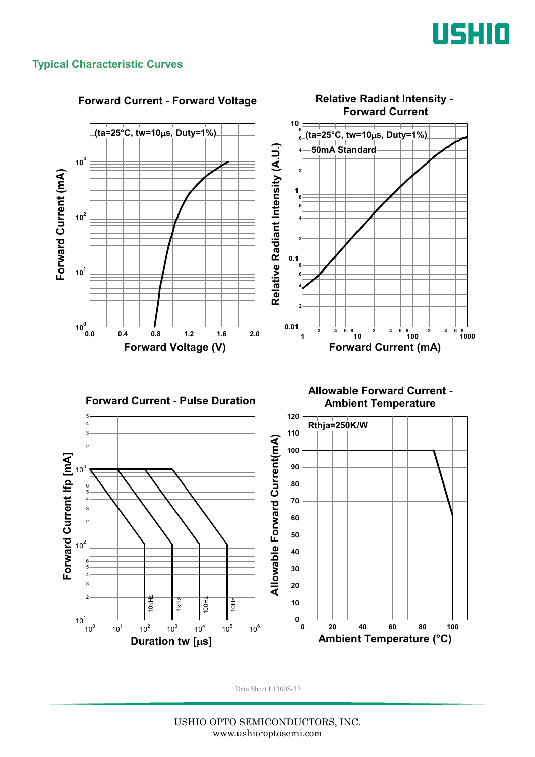## Typical Characteristic Curves

### Forward Current - Forward Voltage

(ta=25°C, tw=10μs, Duty=1%)

Forward Current (mA) vs. Forward Voltage (V)

### Relative Radiant Intensity - Forward Current

(ta=25°C, tw=10μs, Duty=1%)

50mA Standard

Relative Radiant Intensity (A.U.) vs. Forward Current (mA)

### Forward Current - Pulse Duration

Forward Current Ifp [mA] vs. Duration tw [μs]

10kHz, 1kHz, 100Hz, 10Hz

### Allowable Forward Current - Ambient Temperature

Rthja=250K/W

Allowable Forward Current(mA) vs. Ambient Temperature (°C)

Data Sheet L1300S-33

USHIO OPTO SEMICONDUCTORS, INC.
www.ushio-optosemi.com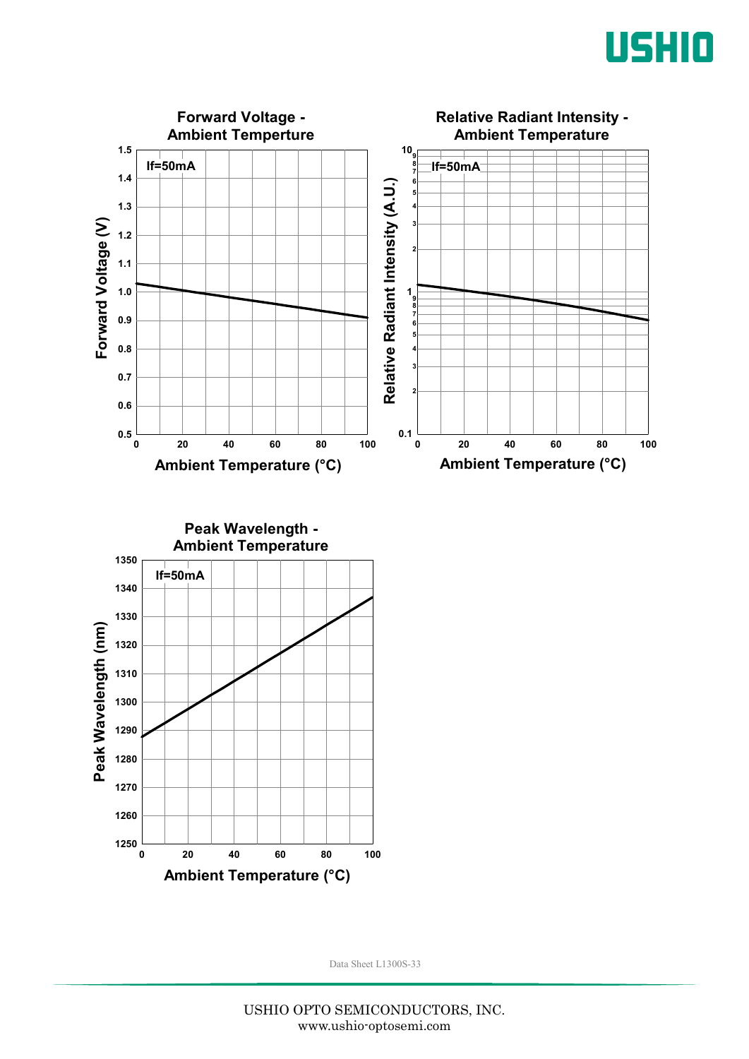**Forward Voltage - Ambient Temperture**

If=50mA

Forward Voltage (V)

Ambient Temperature (°C)

**Relative Radiant Intensity - Ambient Temperature**

If=50mA

Relative Radiant Intensity (A.U.)

Ambient Temperature (°C)

**Peak Wavelength - Ambient Temperature**

If=50mA

Peak Wavelength (nm)

Ambient Temperature (°C)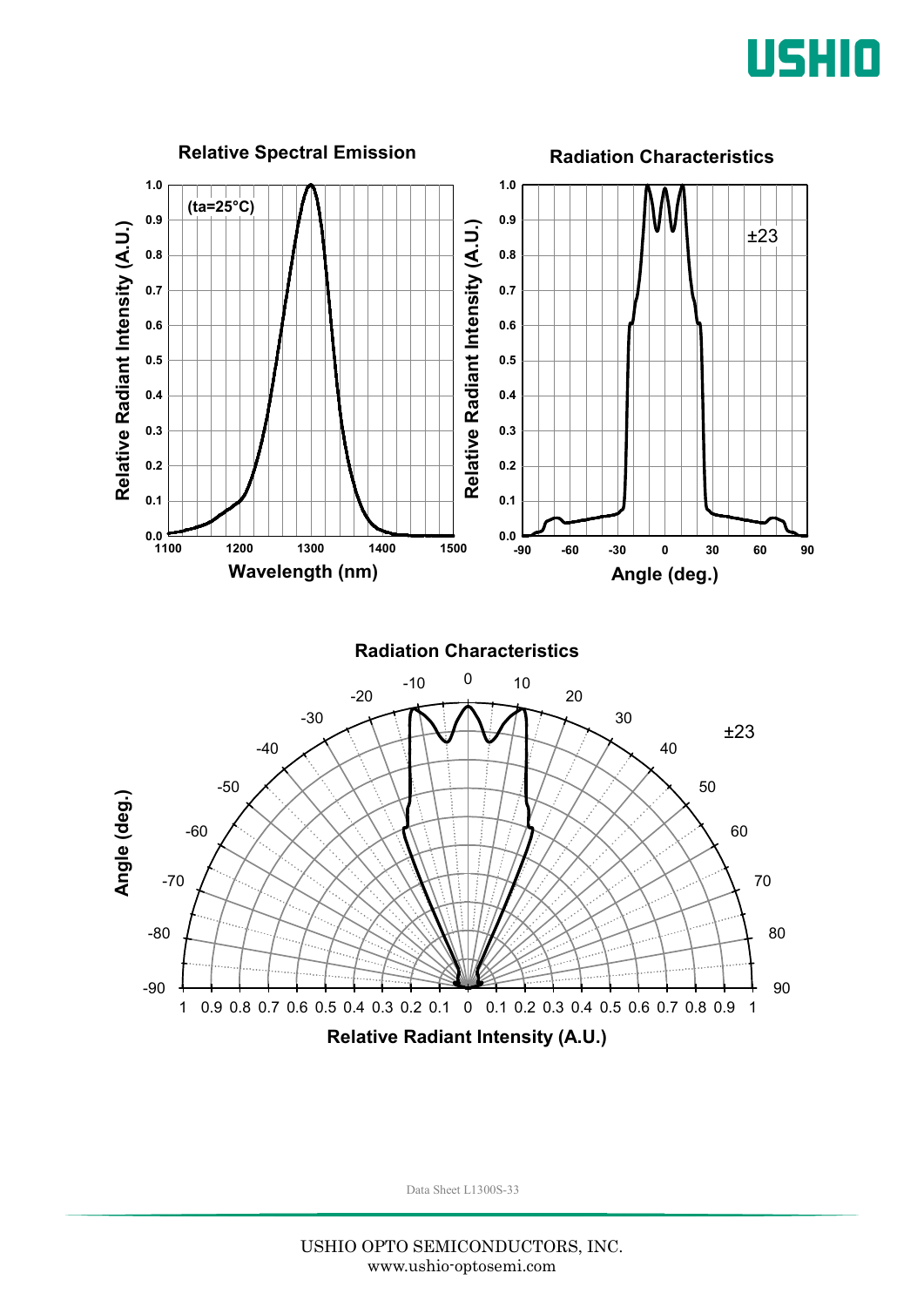## Relative Spectral Emission

(ta=25°C)

Relative Radiant Intensity (A.U.) vs. Wavelength (nm)

## Radiation Characteristics

±23

Relative Radiant Intensity (A.U.) vs. Angle (deg.)

## Radiation Characteristics

±23

Angle (deg.) vs. Relative Radiant Intensity (A.U.)

Data Sheet L1300S-33

USHIO OPTO SEMICONDUCTORS, INC.
www.ushio-optosemi.com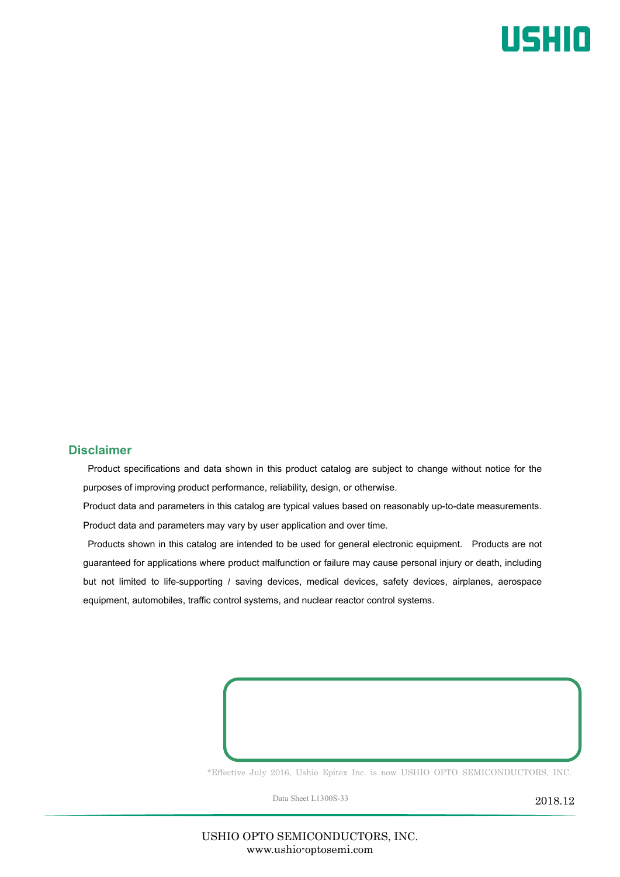## Disclaimer

Product specifications and data shown in this product catalog are subject to change without notice for the purposes of improving product performance, reliability, design, or otherwise.

Product data and parameters in this catalog are typical values based on reasonably up-to-date measurements. Product data and parameters may vary by user application and over time.

Products shown in this catalog are intended to be used for general electronic equipment. Products are not guaranteed for applications where product malfunction or failure may cause personal injury or death, including but not limited to life-supporting / saving devices, medical devices, safety devices, airplanes, aerospace equipment, automobiles, traffic control systems, and nuclear reactor control systems.

*Effective July 2016, Ushio Epitex Inc. is now USHIO OPTO SEMICONDUCTORS, INC.

Data Sheet L1300S-33

2018.12

USHIO OPTO SEMICONDUCTORS, INC.
www.ushio-optosemi.com